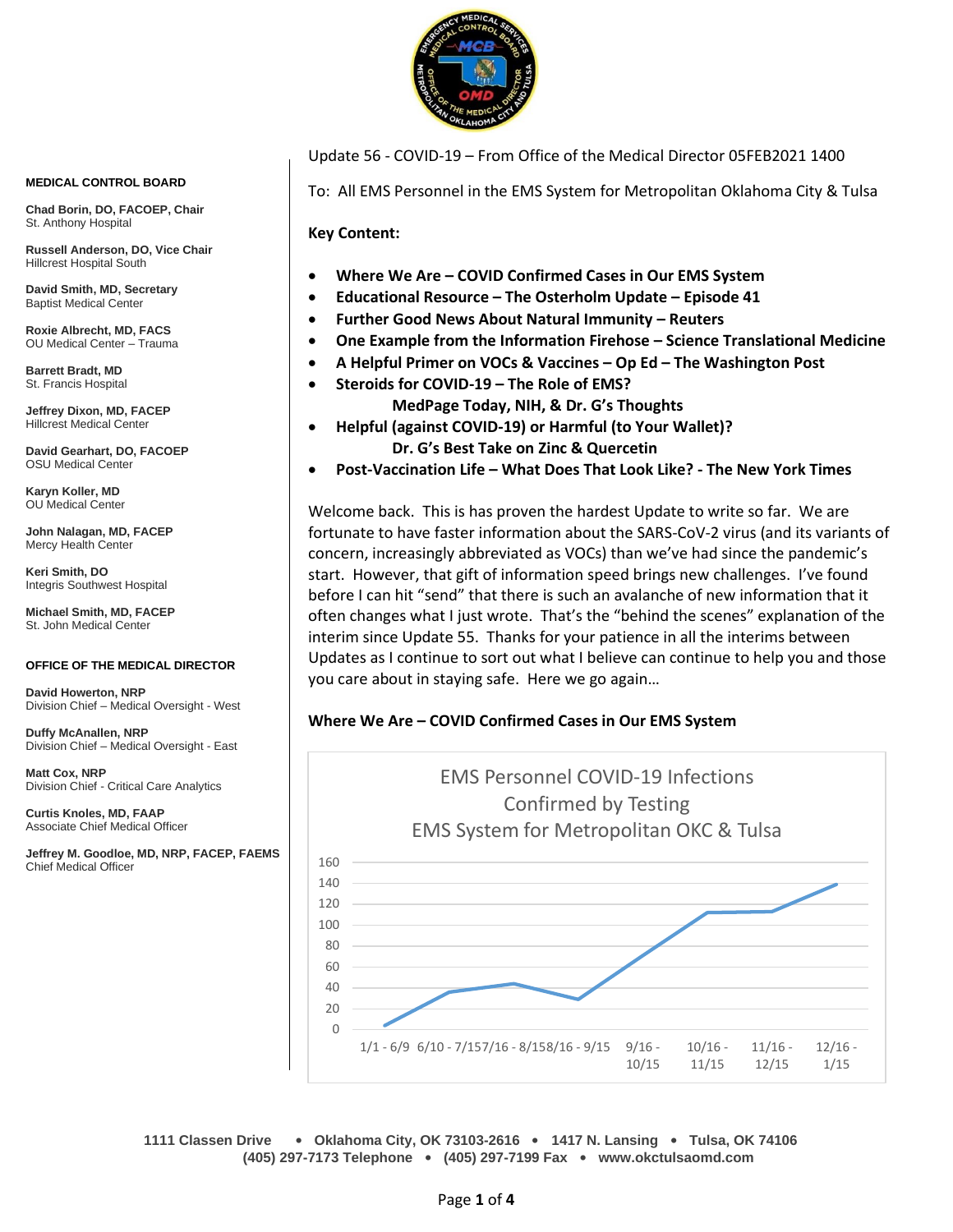**MEDICAL CONTROL BOARD**

**Chad Borin, DO, FACOEP, Chair**
St. Anthony Hospital

**Russell Anderson, DO, Vice Chair**
Hillcrest Hospital South

**David Smith, MD, Secretary**
Baptist Medical Center

**Roxie Albrecht, MD, FACS**
OU Medical Center – Trauma

**Barrett Bradt, MD**
St. Francis Hospital

**Jeffrey Dixon, MD, FACEP**
Hillcrest Medical Center

**David Gearhart, DO, FACOEP**
OSU Medical Center

**Karyn Koller, MD**
OU Medical Center

**John Nalagan, MD, FACEP**
Mercy Health Center

**Keri Smith, DO**
Integris Southwest Hospital

**Michael Smith, MD, FACEP**
St. John Medical Center

**OFFICE OF THE MEDICAL DIRECTOR**

**David Howerton, NRP**
Division Chief – Medical Oversight - West

**Duffy McAnallen, NRP**
Division Chief – Medical Oversight - East

**Matt Cox, NRP**
Division Chief - Critical Care Analytics

**Curtis Knoles, MD, FAAP**
Associate Chief Medical Officer

**Jeffrey M. Goodloe, MD, NRP, FACEP, FAEMS**
Chief Medical Officer

Update 56 - COVID-19 – From Office of the Medical Director 05FEB2021 1400

To: All EMS Personnel in the EMS System for Metropolitan Oklahoma City & Tulsa

**Key Content:**

- **Where We Are – COVID Confirmed Cases in Our EMS System**
- **Educational Resource – The Osterholm Update – Episode 41**
- **Further Good News About Natural Immunity – Reuters**
- **One Example from the Information Firehose – Science Translational Medicine**
- **A Helpful Primer on VOCs & Vaccines – Op Ed – The Washington Post**
- **Steroids for COVID-19 – The Role of EMS?**
  **MedPage Today, NIH, & Dr. G's Thoughts**
- **Helpful (against COVID-19) or Harmful (to Your Wallet)?**
  **Dr. G's Best Take on Zinc & Quercetin**
- **Post-Vaccination Life – What Does That Look Like? - The New York Times**

Welcome back. This is has proven the hardest Update to write so far. We are fortunate to have faster information about the SARS-CoV-2 virus (and its variants of concern, increasingly abbreviated as VOCs) than we've had since the pandemic's start. However, that gift of information speed brings new challenges. I've found before I can hit "send" that there is such an avalanche of new information that it often changes what I just wrote. That's the "behind the scenes" explanation of the interim since Update 55. Thanks for your patience in all the interims between Updates as I continue to sort out what I believe can continue to help you and those you care about in staying safe. Here we go again…

**Where We Are – COVID Confirmed Cases in Our EMS System**

EMS Personnel COVID-19 Infections
Confirmed by Testing
EMS System for Metropolitan OKC & Tulsa

160
140
120
100
80
60
40
20
0

1/1 - 6/9
6/10 - 7/15
7/16 - 8/15
8/16 - 9/15
9/16 - 10/15
10/16 - 11/15
11/16 - 12/15
12/16 - 1/15

1111 Classen Drive • Oklahoma City, OK 73103-2616 • 1417 N. Lansing • Tulsa, OK 74106
(405) 297-7173 Telephone • (405) 297-7199 Fax • www.okctulsaomd.com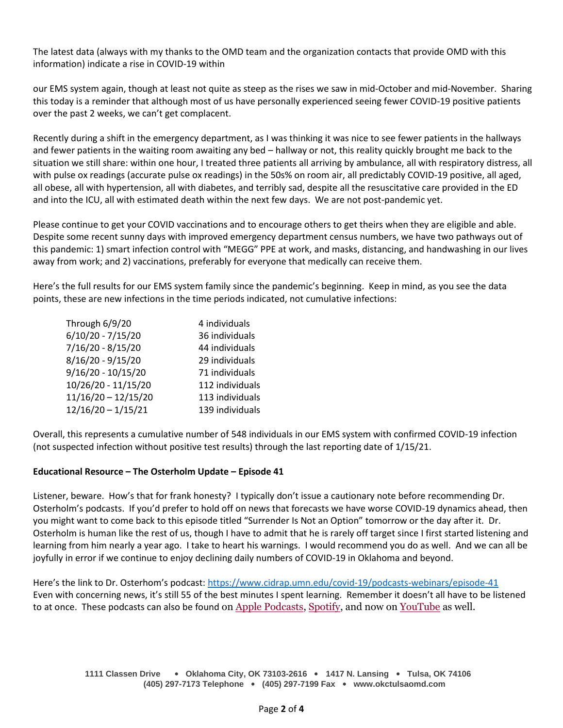The latest data (always with my thanks to the OMD team and the organization contacts that provide OMD with this information) indicate a rise in COVID-19 within

our EMS system again, though at least not quite as steep as the rises we saw in mid-October and mid-November. Sharing this today is a reminder that although most of us have personally experienced seeing fewer COVID-19 positive patients over the past 2 weeks, we can't get complacent.

Recently during a shift in the emergency department, as I was thinking it was nice to see fewer patients in the hallways and fewer patients in the waiting room awaiting any bed – hallway or not, this reality quickly brought me back to the situation we still share: within one hour, I treated three patients all arriving by ambulance, all with respiratory distress, all with pulse ox readings (accurate pulse ox readings) in the 50s% on room air, all predictably COVID-19 positive, all aged, all obese, all with hypertension, all with diabetes, and terribly sad, despite all the resuscitative care provided in the ED and into the ICU, all with estimated death within the next few days. We are not post-pandemic yet.

Please continue to get your COVID vaccinations and to encourage others to get theirs when they are eligible and able. Despite some recent sunny days with improved emergency department census numbers, we have two pathways out of this pandemic: 1) smart infection control with "MEGG" PPE at work, and masks, distancing, and handwashing in our lives away from work; and 2) vaccinations, preferably for everyone that medically can receive them.

Here's the full results for our EMS system family since the pandemic's beginning. Keep in mind, as you see the data points, these are new infections in the time periods indicated, not cumulative infections:

| | |
|---|---|
| Through 6/9/20 | 4 individuals |
| 6/10/20 - 7/15/20 | 36 individuals |
| 7/16/20 - 8/15/20 | 44 individuals |
| 8/16/20 - 9/15/20 | 29 individuals |
| 9/16/20 - 10/15/20 | 71 individuals |
| 10/26/20 - 11/15/20 | 112 individuals |
| 11/16/20 – 12/15/20 | 113 individuals |
| 12/16/20 – 1/15/21 | 139 individuals |

Overall, this represents a cumulative number of 548 individuals in our EMS system with confirmed COVID-19 infection (not suspected infection without positive test results) through the last reporting date of 1/15/21.

**Educational Resource – The Osterholm Update – Episode 41**

Listener, beware. How's that for frank honesty? I typically don't issue a cautionary note before recommending Dr. Osterholm's podcasts. If you'd prefer to hold off on news that forecasts we have worse COVID-19 dynamics ahead, then you might want to come back to this episode titled "Surrender Is Not an Option" tomorrow or the day after it. Dr. Osterholm is human like the rest of us, though I have to admit that he is rarely off target since I first started listening and learning from him nearly a year ago. I take to heart his warnings. I would recommend you do as well. And we can all be joyfully in error if we continue to enjoy declining daily numbers of COVID-19 in Oklahoma and beyond.

Here's the link to Dr. Osterhom's podcast: https://www.cidrap.umn.edu/covid-19/podcasts-webinars/episode-41
Even with concerning news, it's still 55 of the best minutes I spent learning. Remember it doesn't all have to be listened to at once. These podcasts can also be found on Apple Podcasts, Spotify, and now on YouTube as well.

1111 Classen Drive • Oklahoma City, OK 73103-2616 • 1417 N. Lansing • Tulsa, OK 74106
(405) 297-7173 Telephone • (405) 297-7199 Fax • www.okctulsaomd.com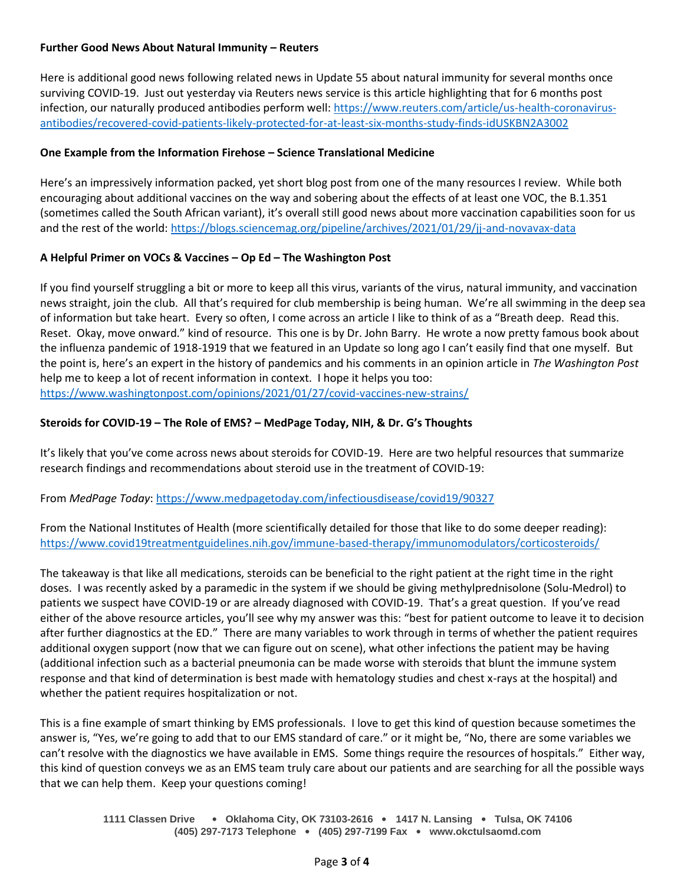**Further Good News About Natural Immunity – Reuters**

Here is additional good news following related news in Update 55 about natural immunity for several months once surviving COVID-19. Just out yesterday via Reuters news service is this article highlighting that for 6 months post infection, our naturally produced antibodies perform well: https://www.reuters.com/article/us-health-coronavirus-antibodies/recovered-covid-patients-likely-protected-for-at-least-six-months-study-finds-idUSKBN2A3002

**One Example from the Information Firehose – Science Translational Medicine**

Here's an impressively information packed, yet short blog post from one of the many resources I review. While both encouraging about additional vaccines on the way and sobering about the effects of at least one VOC, the B.1.351 (sometimes called the South African variant), it's overall still good news about more vaccination capabilities soon for us and the rest of the world: https://blogs.sciencemag.org/pipeline/archives/2021/01/29/jj-and-novavax-data

**A Helpful Primer on VOCs & Vaccines – Op Ed – The Washington Post**

If you find yourself struggling a bit or more to keep all this virus, variants of the virus, natural immunity, and vaccination news straight, join the club. All that's required for club membership is being human. We're all swimming in the deep sea of information but take heart. Every so often, I come across an article I like to think of as a "Breath deep. Read this. Reset. Okay, move onward." kind of resource. This one is by Dr. John Barry. He wrote a now pretty famous book about the influenza pandemic of 1918-1919 that we featured in an Update so long ago I can't easily find that one myself. But the point is, here's an expert in the history of pandemics and his comments in an opinion article in *The Washington Post* help me to keep a lot of recent information in context. I hope it helps you too: https://www.washingtonpost.com/opinions/2021/01/27/covid-vaccines-new-strains/

**Steroids for COVID-19 – The Role of EMS? – MedPage Today, NIH, & Dr. G's Thoughts**

It's likely that you've come across news about steroids for COVID-19. Here are two helpful resources that summarize research findings and recommendations about steroid use in the treatment of COVID-19:

From *MedPage Today*: https://www.medpagetoday.com/infectiousdisease/covid19/90327

From the National Institutes of Health (more scientifically detailed for those that like to do some deeper reading): https://www.covid19treatmentguidelines.nih.gov/immune-based-therapy/immunomodulators/corticosteroids/

The takeaway is that like all medications, steroids can be beneficial to the right patient at the right time in the right doses. I was recently asked by a paramedic in the system if we should be giving methylprednisolone (Solu-Medrol) to patients we suspect have COVID-19 or are already diagnosed with COVID-19. That's a great question. If you've read either of the above resource articles, you'll see why my answer was this: "best for patient outcome to leave it to decision after further diagnostics at the ED." There are many variables to work through in terms of whether the patient requires additional oxygen support (now that we can figure out on scene), what other infections the patient may be having (additional infection such as a bacterial pneumonia can be made worse with steroids that blunt the immune system response and that kind of determination is best made with hematology studies and chest x-rays at the hospital) and whether the patient requires hospitalization or not.

This is a fine example of smart thinking by EMS professionals. I love to get this kind of question because sometimes the answer is, "Yes, we're going to add that to our EMS standard of care." or it might be, "No, there are some variables we can't resolve with the diagnostics we have available in EMS. Some things require the resources of hospitals." Either way, this kind of question conveys we as an EMS team truly care about our patients and are searching for all the possible ways that we can help them. Keep your questions coming!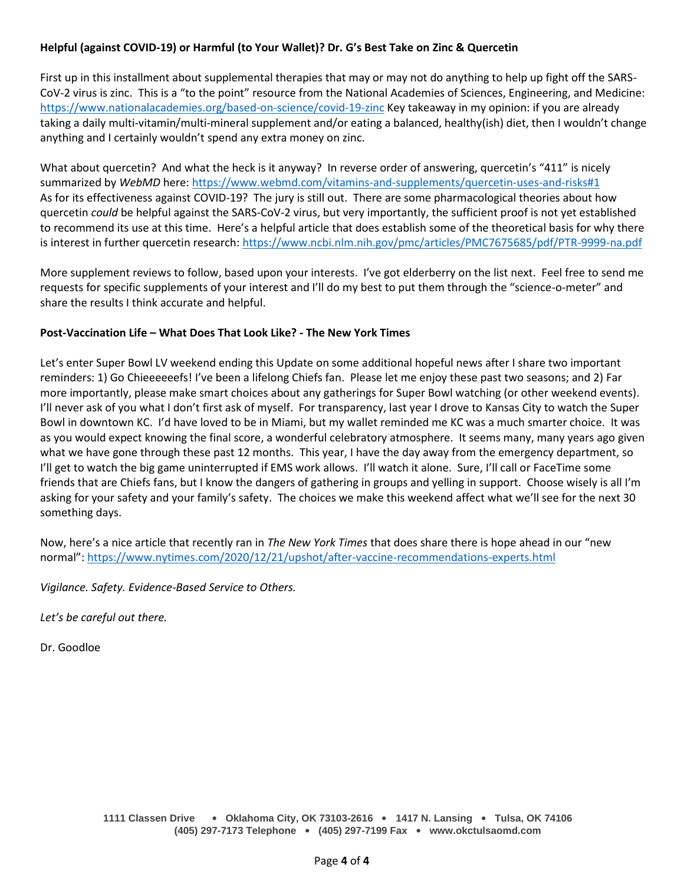**Helpful (against COVID-19) or Harmful (to Your Wallet)? Dr. G's Best Take on Zinc & Quercetin**

First up in this installment about supplemental therapies that may or may not do anything to help up fight off the SARS-CoV-2 virus is zinc. This is a "to the point" resource from the National Academies of Sciences, Engineering, and Medicine: https://www.nationalacademies.org/based-on-science/covid-19-zinc Key takeaway in my opinion: if you are already taking a daily multi-vitamin/multi-mineral supplement and/or eating a balanced, healthy(ish) diet, then I wouldn't change anything and I certainly wouldn't spend any extra money on zinc.

What about quercetin? And what the heck is it anyway? In reverse order of answering, quercetin's "411" is nicely summarized by *WebMD* here: https://www.webmd.com/vitamins-and-supplements/quercetin-uses-and-risks#1 As for its effectiveness against COVID-19? The jury is still out. There are some pharmacological theories about how quercetin *could* be helpful against the SARS-CoV-2 virus, but very importantly, the sufficient proof is not yet established to recommend its use at this time. Here's a helpful article that does establish some of the theoretical basis for why there is interest in further quercetin research: https://www.ncbi.nlm.nih.gov/pmc/articles/PMC7675685/pdf/PTR-9999-na.pdf

More supplement reviews to follow, based upon your interests. I've got elderberry on the list next. Feel free to send me requests for specific supplements of your interest and I'll do my best to put them through the "science-o-meter" and share the results I think accurate and helpful.

**Post-Vaccination Life – What Does That Look Like? - The New York Times**

Let's enter Super Bowl LV weekend ending this Update on some additional hopeful news after I share two important reminders: 1) Go Chieeeeeefs! I've been a lifelong Chiefs fan. Please let me enjoy these past two seasons; and 2) Far more importantly, please make smart choices about any gatherings for Super Bowl watching (or other weekend events). I'll never ask of you what I don't first ask of myself. For transparency, last year I drove to Kansas City to watch the Super Bowl in downtown KC. I'd have loved to be in Miami, but my wallet reminded me KC was a much smarter choice. It was as you would expect knowing the final score, a wonderful celebratory atmosphere. It seems many, many years ago given what we have gone through these past 12 months. This year, I have the day away from the emergency department, so I'll get to watch the big game uninterrupted if EMS work allows. I'll watch it alone. Sure, I'll call or FaceTime some friends that are Chiefs fans, but I know the dangers of gathering in groups and yelling in support. Choose wisely is all I'm asking for your safety and your family's safety. The choices we make this weekend affect what we'll see for the next 30 something days.

Now, here's a nice article that recently ran in *The New York Times* that does share there is hope ahead in our "new normal": https://www.nytimes.com/2020/12/21/upshot/after-vaccine-recommendations-experts.html

*Vigilance. Safety. Evidence-Based Service to Others.*

*Let's be careful out there.*

Dr. Goodloe

**1111 Classen Drive • Oklahoma City, OK 73103-2616 • 1417 N. Lansing • Tulsa, OK 74106**
**(405) 297-7173 Telephone • (405) 297-7199 Fax • www.okctulsaomd.com**